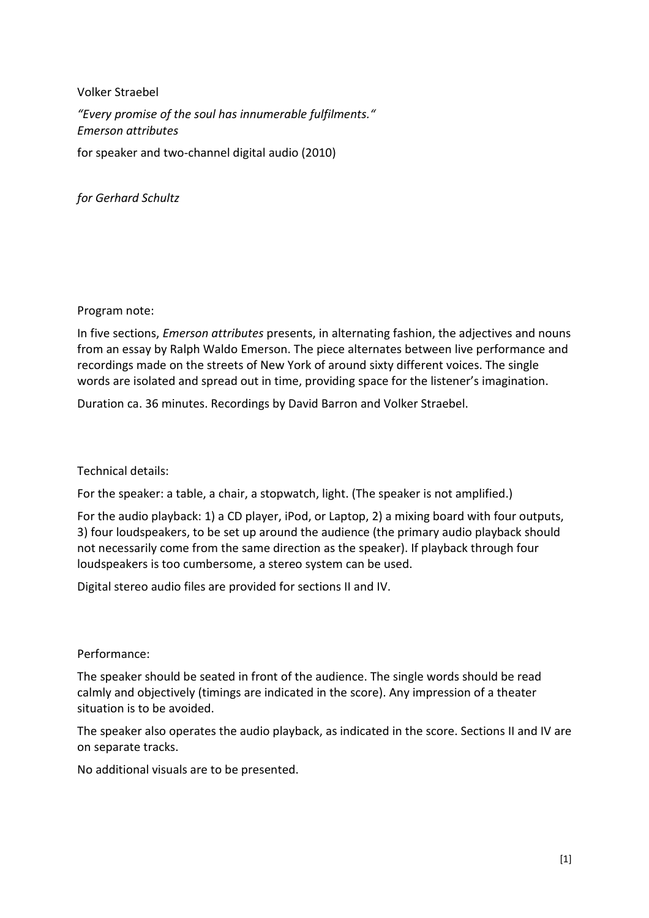Volker Straebel

*"Every promise of the soul has innumerable fulfilments."*
*Emerson attributes*

for speaker and two-channel digital audio (2010)

*for Gerhard Schultz*

Program note:

In five sections, *Emerson attributes* presents, in alternating fashion, the adjectives and nouns from an essay by Ralph Waldo Emerson. The piece alternates between live performance and recordings made on the streets of New York of around sixty different voices. The single words are isolated and spread out in time, providing space for the listener's imagination.

Duration ca. 36 minutes. Recordings by David Barron and Volker Straebel.

Technical details:

For the speaker: a table, a chair, a stopwatch, light. (The speaker is not amplified.)

For the audio playback: 1) a CD player, iPod, or Laptop, 2) a mixing board with four outputs, 3) four loudspeakers, to be set up around the audience (the primary audio playback should not necessarily come from the same direction as the speaker). If playback through four loudspeakers is too cumbersome, a stereo system can be used.

Digital stereo audio files are provided for sections II and IV.

Performance:

The speaker should be seated in front of the audience. The single words should be read calmly and objectively (timings are indicated in the score). Any impression of a theater situation is to be avoided.

The speaker also operates the audio playback, as indicated in the score. Sections II and IV are on separate tracks.

No additional visuals are to be presented.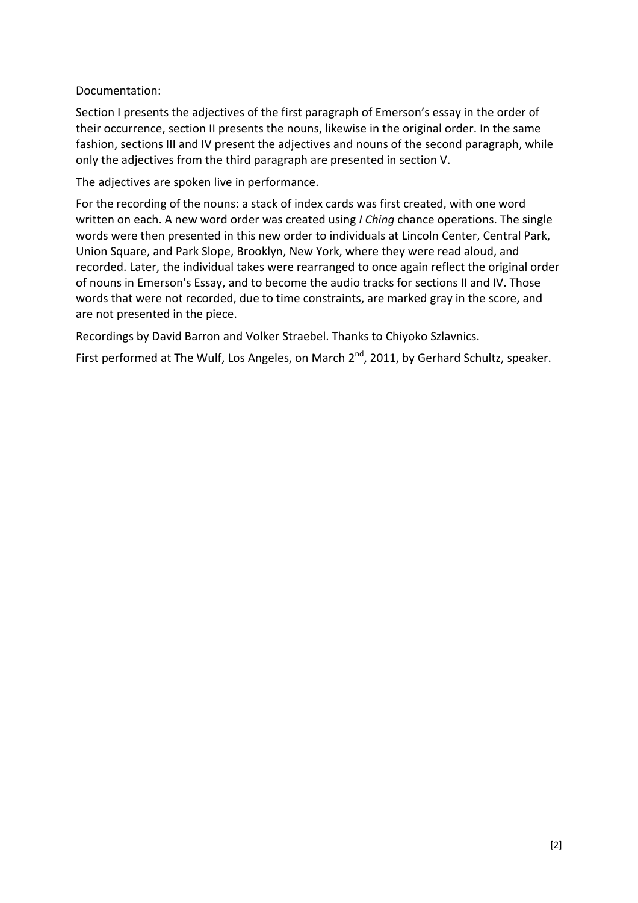Documentation:

Section I presents the adjectives of the first paragraph of Emerson's essay in the order of their occurrence, section II presents the nouns, likewise in the original order. In the same fashion, sections III and IV present the adjectives and nouns of the second paragraph, while only the adjectives from the third paragraph are presented in section V.

The adjectives are spoken live in performance.

For the recording of the nouns: a stack of index cards was first created, with one word written on each. A new word order was created using *I Ching* chance operations. The single words were then presented in this new order to individuals at Lincoln Center, Central Park, Union Square, and Park Slope, Brooklyn, New York, where they were read aloud, and recorded. Later, the individual takes were rearranged to once again reflect the original order of nouns in Emerson's Essay, and to become the audio tracks for sections II and IV. Those words that were not recorded, due to time constraints, are marked gray in the score, and are not presented in the piece.

Recordings by David Barron and Volker Straebel. Thanks to Chiyoko Szlavnics.

First performed at The Wulf, Los Angeles, on March 2nd, 2011, by Gerhard Schultz, speaker.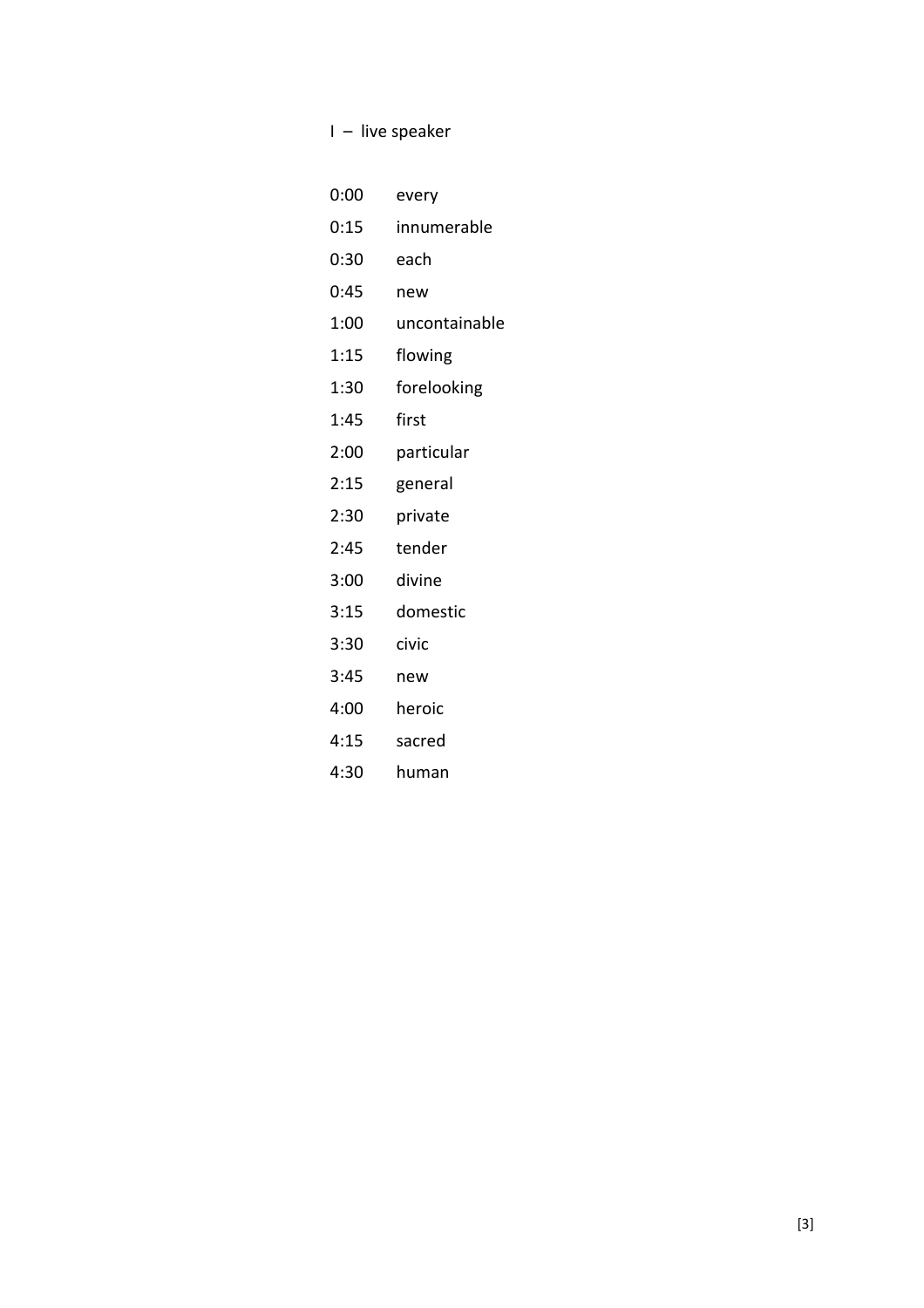I – live speaker

| | |
|---|---|
| 0:00 | every |
| 0:15 | innumerable |
| 0:30 | each |
| 0:45 | new |
| 1:00 | uncontainable |
| 1:15 | flowing |
| 1:30 | forelooking |
| 1:45 | first |
| 2:00 | particular |
| 2:15 | general |
| 2:30 | private |
| 2:45 | tender |
| 3:00 | divine |
| 3:15 | domestic |
| 3:30 | civic |
| 3:45 | new |
| 4:00 | heroic |
| 4:15 | sacred |
| 4:30 | human |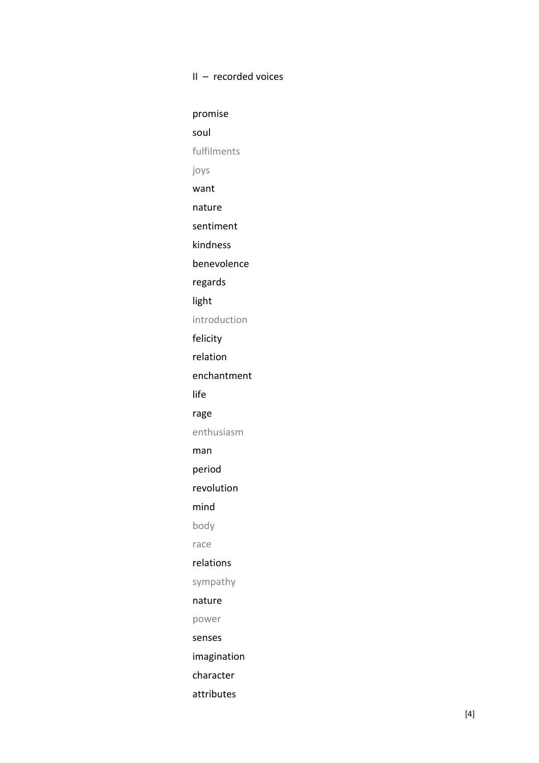II – recorded voices

promise

soul

fulfilments

joys

want

nature

sentiment

kindness

benevolence

regards

light

introduction

felicity

relation

enchantment

life

rage

enthusiasm

man

period

revolution

mind

body

race

relations

sympathy

nature

power

senses

imagination

character

attributes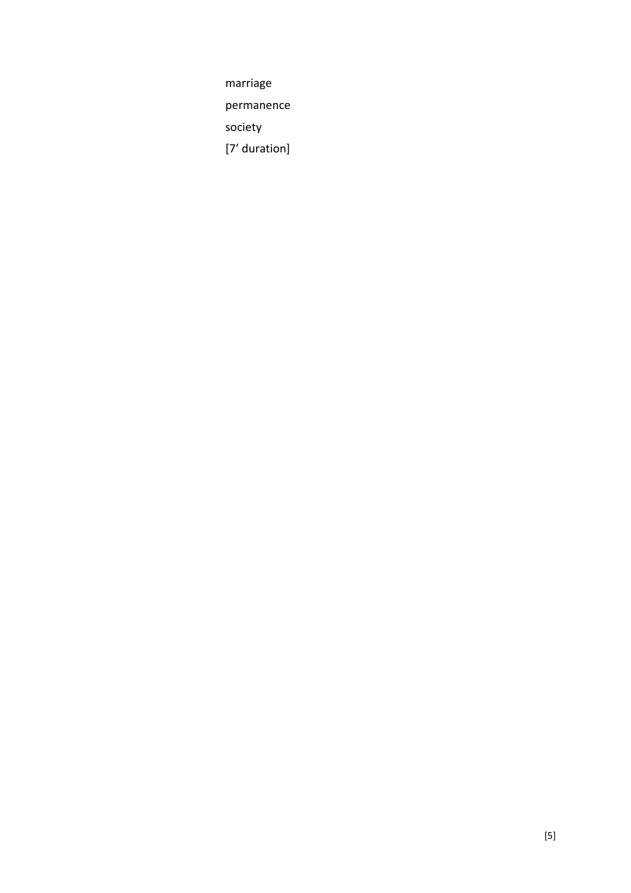marriage

permanence

society

[7’ duration]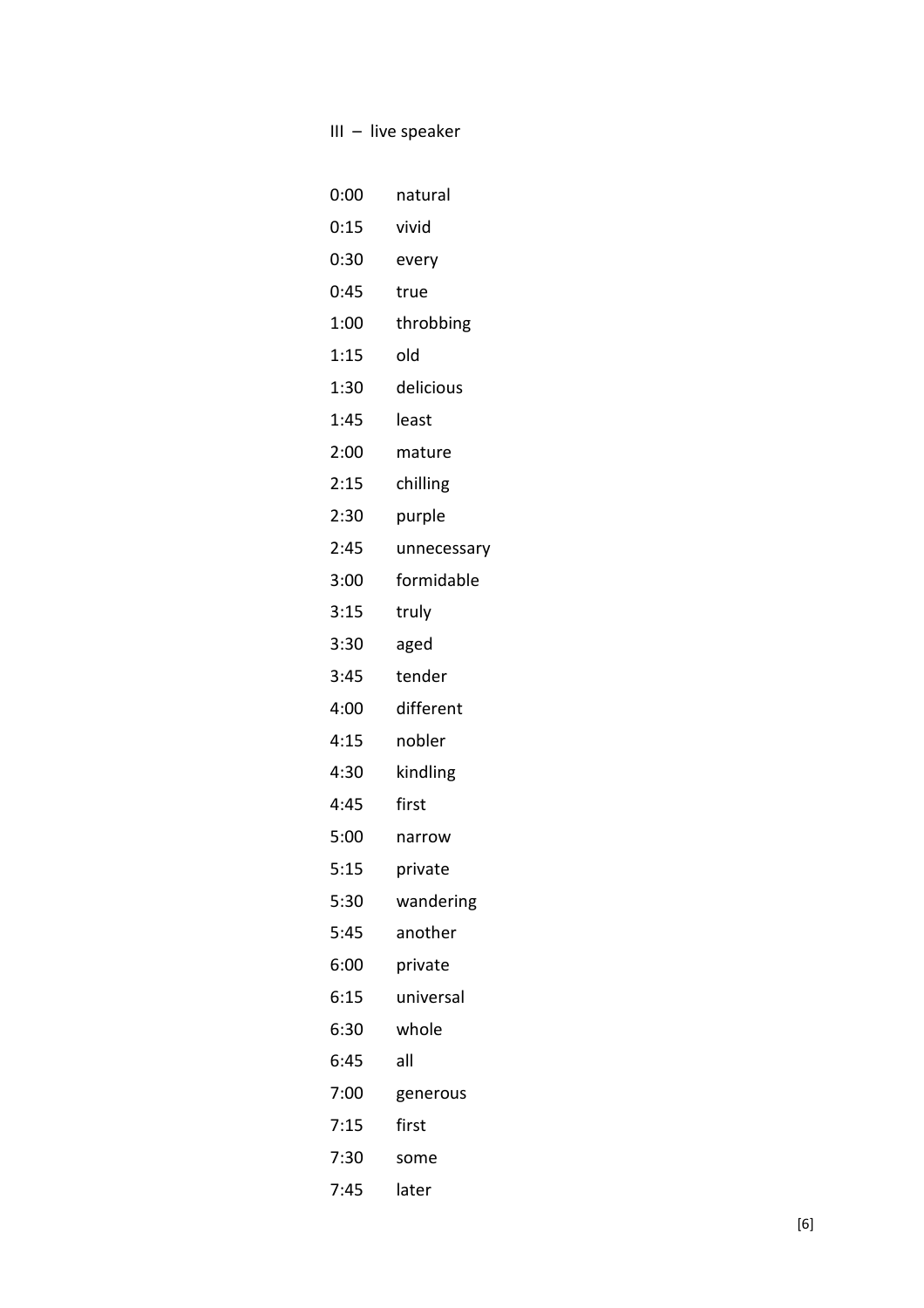III – live speaker

| | |
|---|---|
| 0:00 | natural |
| 0:15 | vivid |
| 0:30 | every |
| 0:45 | true |
| 1:00 | throbbing |
| 1:15 | old |
| 1:30 | delicious |
| 1:45 | least |
| 2:00 | mature |
| 2:15 | chilling |
| 2:30 | purple |
| 2:45 | unnecessary |
| 3:00 | formidable |
| 3:15 | truly |
| 3:30 | aged |
| 3:45 | tender |
| 4:00 | different |
| 4:15 | nobler |
| 4:30 | kindling |
| 4:45 | first |
| 5:00 | narrow |
| 5:15 | private |
| 5:30 | wandering |
| 5:45 | another |
| 6:00 | private |
| 6:15 | universal |
| 6:30 | whole |
| 6:45 | all |
| 7:00 | generous |
| 7:15 | first |
| 7:30 | some |
| 7:45 | later |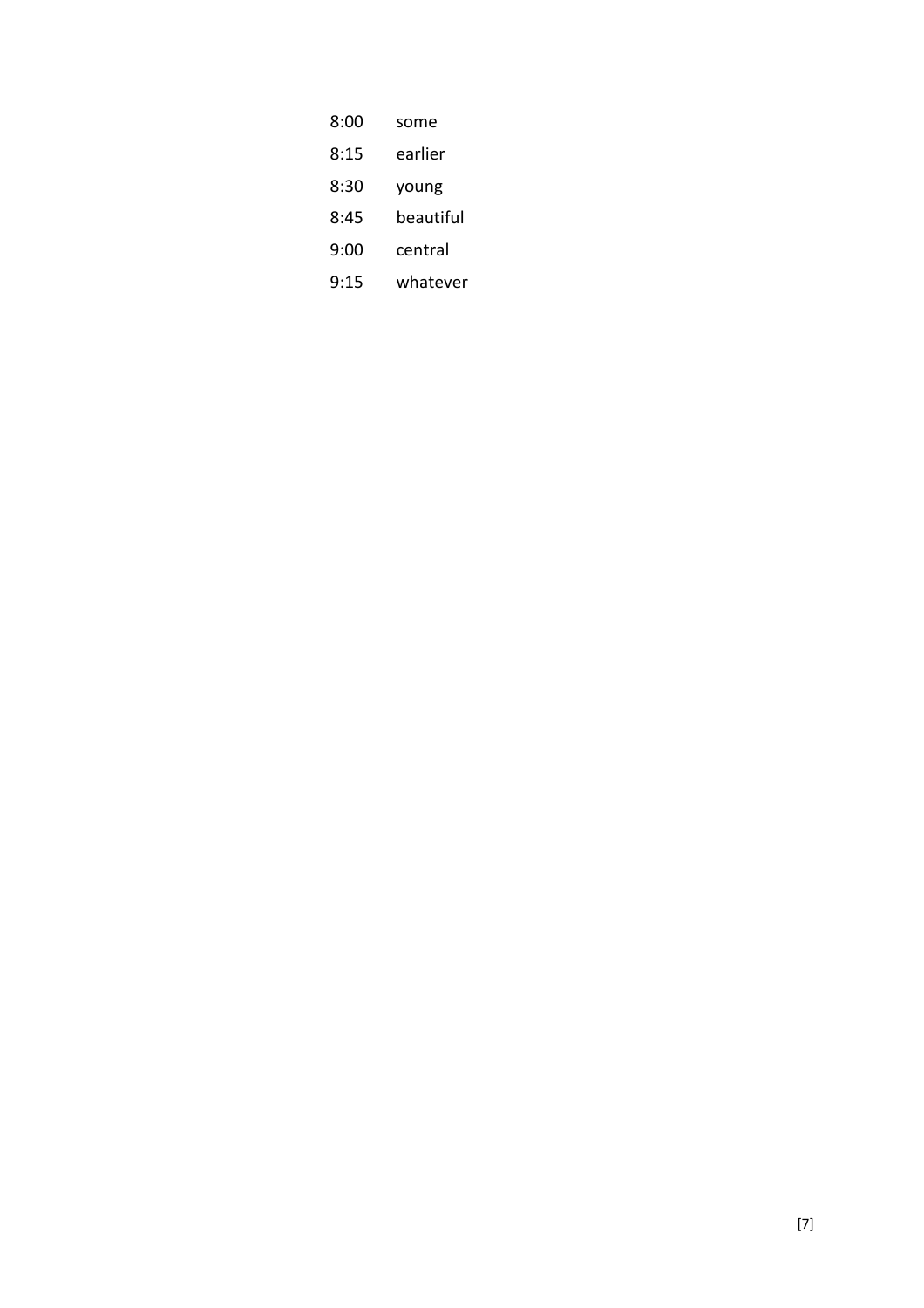| | |
|---|---|
| 8:00 | some |
| 8:15 | earlier |
| 8:30 | young |
| 8:45 | beautiful |
| 9:00 | central |
| 9:15 | whatever |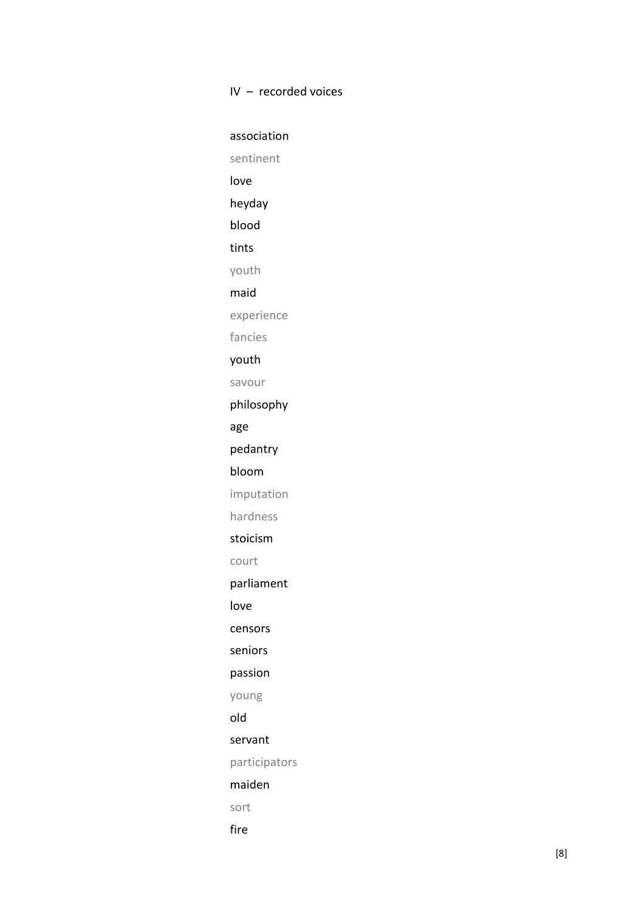IV – recorded voices

association

sentinent

love

heyday

blood

tints

youth

maid

experience

fancies

youth

savour

philosophy

age

pedantry

bloom

imputation

hardness

stoicism

court

parliament

love

censors

seniors

passion

young

old

servant

participators

maiden

sort

fire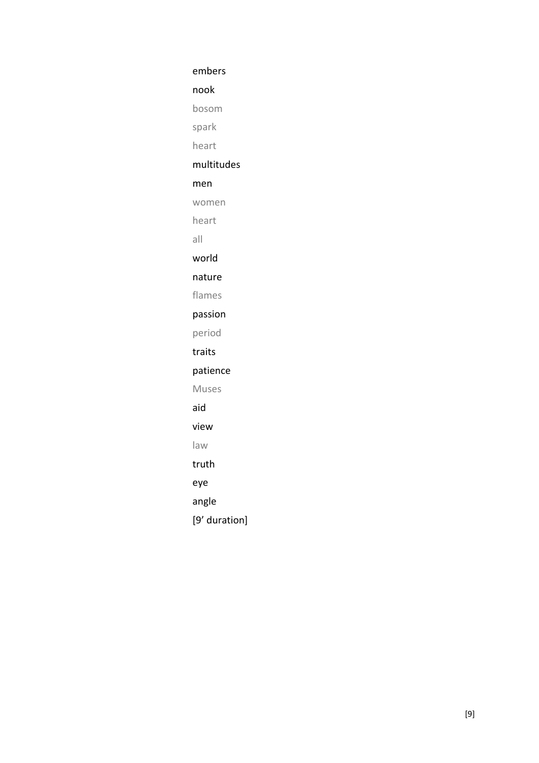embers

nook

bosom

spark

heart

multitudes

men

women

heart

all

world

nature

flames

passion

period

traits

patience

Muses

aid

view

law

truth

eye

angle

[9’ duration]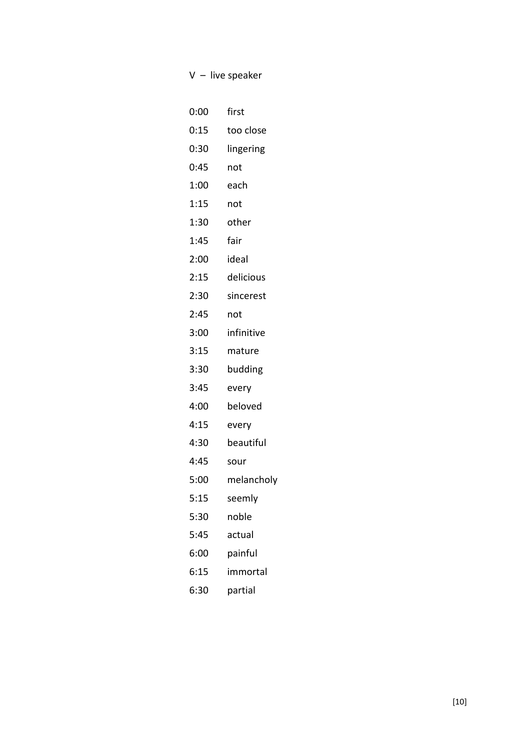V – live speaker

| | |
|---|---|
| 0:00 | first |
| 0:15 | too close |
| 0:30 | lingering |
| 0:45 | not |
| 1:00 | each |
| 1:15 | not |
| 1:30 | other |
| 1:45 | fair |
| 2:00 | ideal |
| 2:15 | delicious |
| 2:30 | sincerest |
| 2:45 | not |
| 3:00 | infinitive |
| 3:15 | mature |
| 3:30 | budding |
| 3:45 | every |
| 4:00 | beloved |
| 4:15 | every |
| 4:30 | beautiful |
| 4:45 | sour |
| 5:00 | melancholy |
| 5:15 | seemly |
| 5:30 | noble |
| 5:45 | actual |
| 6:00 | painful |
| 6:15 | immortal |
| 6:30 | partial |